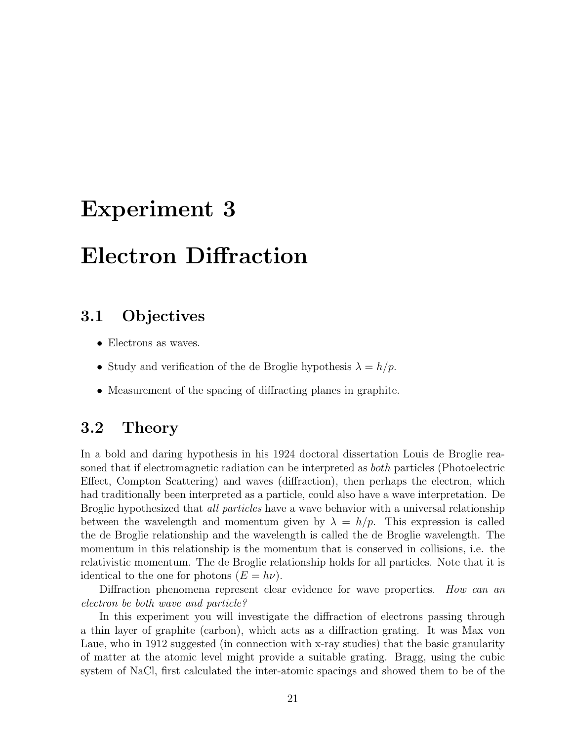# Experiment 3

# Electron Diffraction

## 3.1 Objectives

- Electrons as waves.
- Study and verification of the de Broglie hypothesis $\lambda = h/p$.
- Measurement of the spacing of diffracting planes in graphite.

## 3.2 Theory

In a bold and daring hypothesis in his 1924 doctoral dissertation Louis de Broglie reasoned that if electromagnetic radiation can be interpreted as *both* particles (Photoelectric Effect, Compton Scattering) and waves (diffraction), then perhaps the electron, which had traditionally been interpreted as a particle, could also have a wave interpretation. De Broglie hypothesized that *all particles* have a wave behavior with a universal relationship between the wavelength and momentum given by $\lambda = h/p$. This expression is called the de Broglie relationship and the wavelength is called the de Broglie wavelength. The momentum in this relationship is the momentum that is conserved in collisions, i.e. the relativistic momentum. The de Broglie relationship holds for all particles. Note that it is identical to the one for photons ($E = h\nu$).

Diffraction phenomena represent clear evidence for wave properties. *How can an electron be both wave and particle?*

In this experiment you will investigate the diffraction of electrons passing through a thin layer of graphite (carbon), which acts as a diffraction grating. It was Max von Laue, who in 1912 suggested (in connection with x-ray studies) that the basic granularity of matter at the atomic level might provide a suitable grating. Bragg, using the cubic system of NaCl, first calculated the inter-atomic spacings and showed them to be of the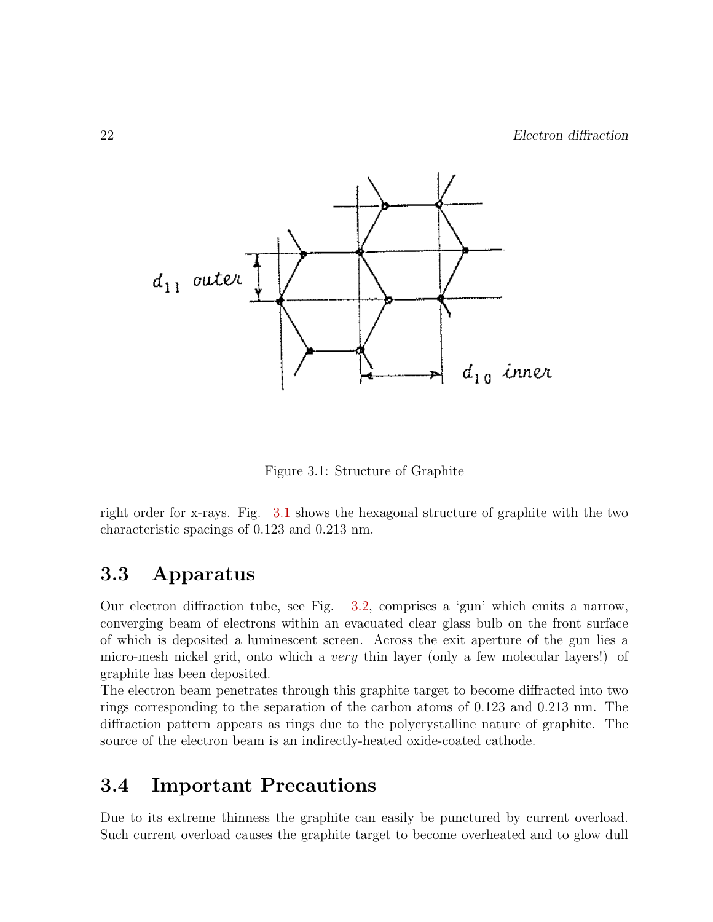Figure 3.1: Structure of Graphite

right order for x-rays. Fig. 3.1 shows the hexagonal structure of graphite with the two characteristic spacings of 0.123 and 0.213 nm.

## 3.3 Apparatus

Our electron diffraction tube, see Fig. 3.2, comprises a 'gun' which emits a narrow, converging beam of electrons within an evacuated clear glass bulb on the front surface of which is deposited a luminescent screen. Across the exit aperture of the gun lies a micro-mesh nickel grid, onto which a *very* thin layer (only a few molecular layers!) of graphite has been deposited.

The electron beam penetrates through this graphite target to become diffracted into two rings corresponding to the separation of the carbon atoms of 0.123 and 0.213 nm. The diffraction pattern appears as rings due to the polycrystalline nature of graphite. The source of the electron beam is an indirectly-heated oxide-coated cathode.

## 3.4 Important Precautions

Due to its extreme thinness the graphite can easily be punctured by current overload. Such current overload causes the graphite target to become overheated and to glow dull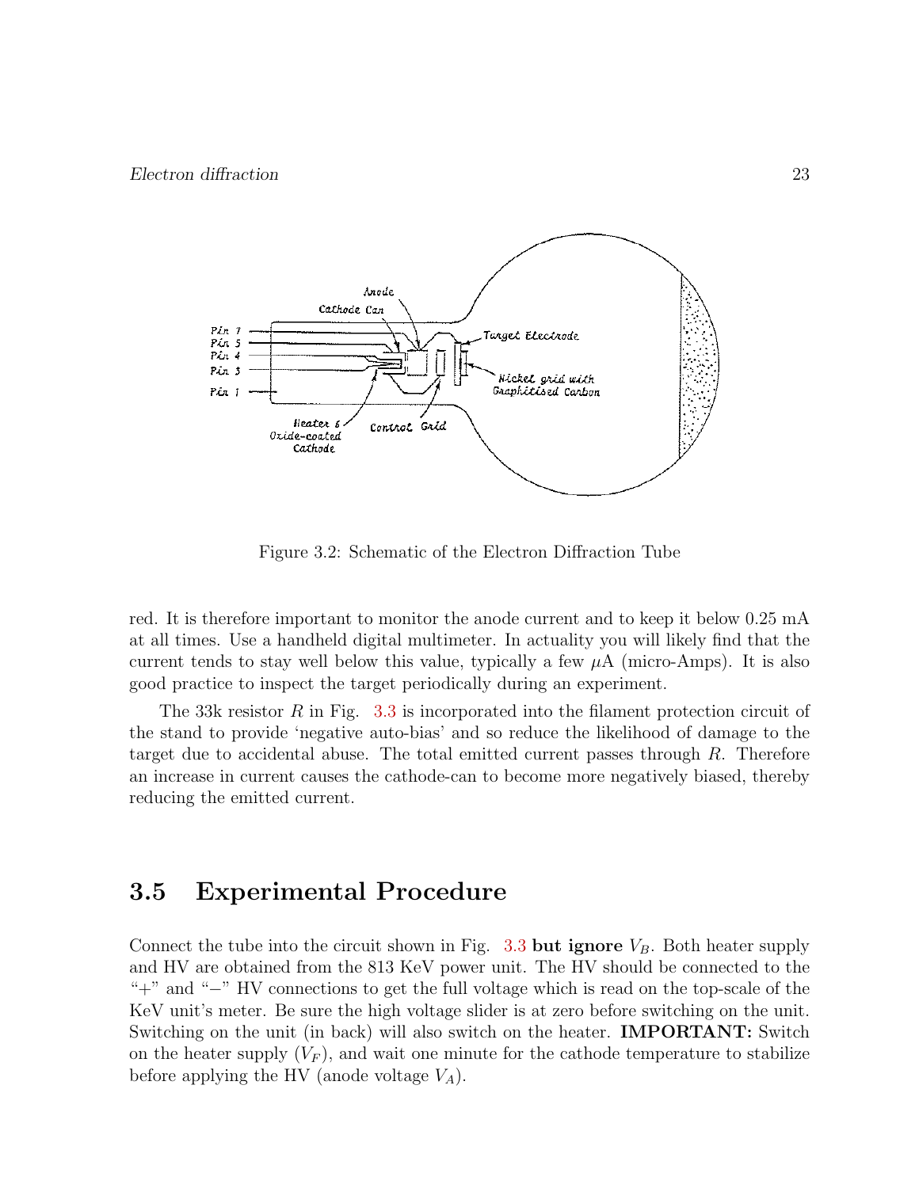Figure 3.2: Schematic of the Electron Diffraction Tube

red. It is therefore important to monitor the anode current and to keep it below 0.25 mA at all times. Use a handheld digital multimeter. In actuality you will likely find that the current tends to stay well below this value, typically a few $\mu$A (micro-Amps). It is also good practice to inspect the target periodically during an experiment.

The 33k resistor $R$ in Fig. 3.3 is incorporated into the filament protection circuit of the stand to provide 'negative auto-bias' and so reduce the likelihood of damage to the target due to accidental abuse. The total emitted current passes through $R$. Therefore an increase in current causes the cathode-can to become more negatively biased, thereby reducing the emitted current.

## 3.5 Experimental Procedure

Connect the tube into the circuit shown in Fig. 3.3 **but ignore** $V_B$. Both heater supply and HV are obtained from the 813 KeV power unit. The HV should be connected to the "+" and "−" HV connections to get the full voltage which is read on the top-scale of the KeV unit's meter. Be sure the high voltage slider is at zero before switching on the unit. Switching on the unit (in back) will also switch on the heater. **IMPORTANT:** Switch on the heater supply ($V_F$), and wait one minute for the cathode temperature to stabilize before applying the HV (anode voltage $V_A$).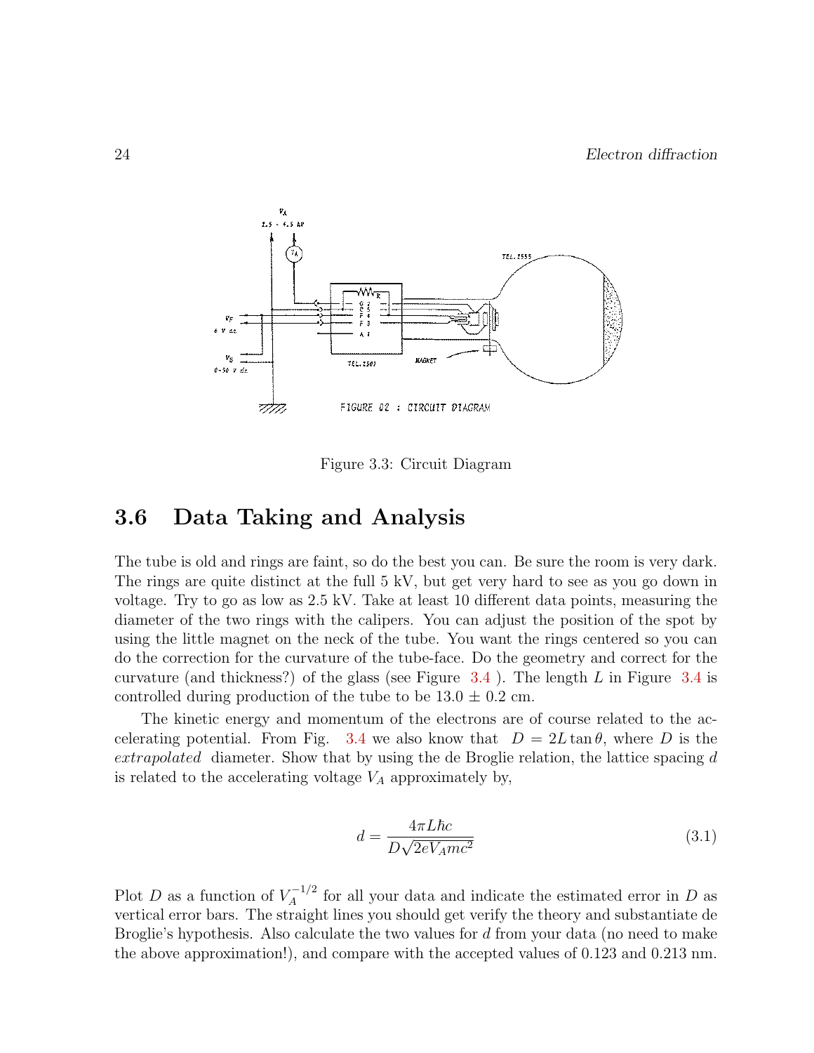Figure 3.3: Circuit Diagram

## 3.6 Data Taking and Analysis

The tube is old and rings are faint, so do the best you can. Be sure the room is very dark. The rings are quite distinct at the full 5 kV, but get very hard to see as you go down in voltage. Try to go as low as 2.5 kV. Take at least 10 different data points, measuring the diameter of the two rings with the calipers. You can adjust the position of the spot by using the little magnet on the neck of the tube. You want the rings centered so you can do the correction for the curvature of the tube-face. Do the geometry and correct for the curvature (and thickness?) of the glass (see Figure 3.4 ). The length $L$ in Figure 3.4 is controlled during production of the tube to be $13.0 \pm 0.2$ cm.

The kinetic energy and momentum of the electrons are of course related to the accelerating potential. From Fig. 3.4 we also know that $D = 2L \tan\theta$, where $D$ is the *extrapolated* diameter. Show that by using the de Broglie relation, the lattice spacing $d$ is related to the accelerating voltage $V_A$ approximately by,

$$d = \frac{4\pi L \hbar c}{D\sqrt{2eV_A mc^2}} \tag{3.1}$$

Plot $D$ as a function of $V_A^{-1/2}$ for all your data and indicate the estimated error in $D$ as vertical error bars. The straight lines you should get verify the theory and substantiate de Broglie's hypothesis. Also calculate the two values for $d$ from your data (no need to make the above approximation!), and compare with the accepted values of 0.123 and 0.213 nm.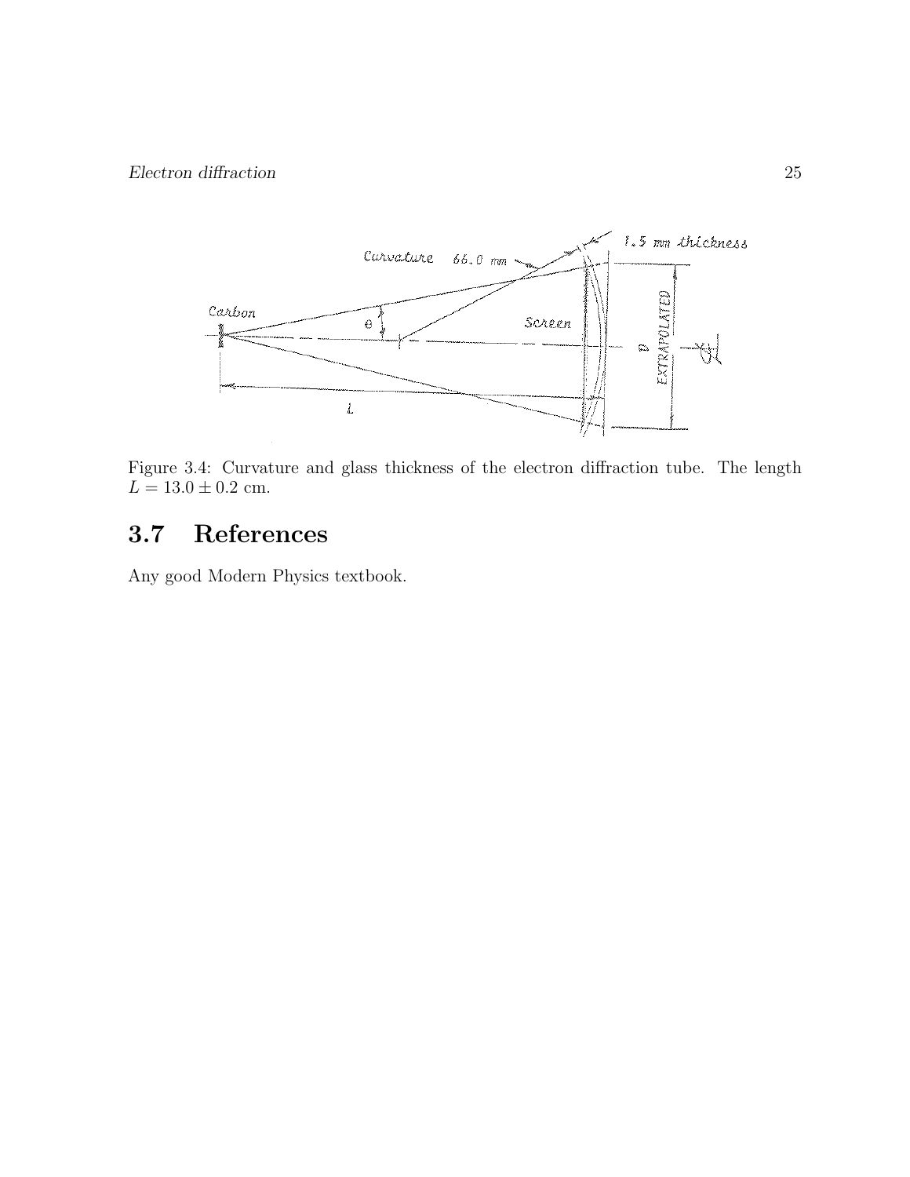Curvature 66.0 mm

1.5 mm thickness

Carbon

$\theta$

Screen

$D$

EXTRAPOLATED

$L$

Figure 3.4: Curvature and glass thickness of the electron diffraction tube. The length $L = 13.0 \pm 0.2$ cm.

## 3.7 References

Any good Modern Physics textbook.